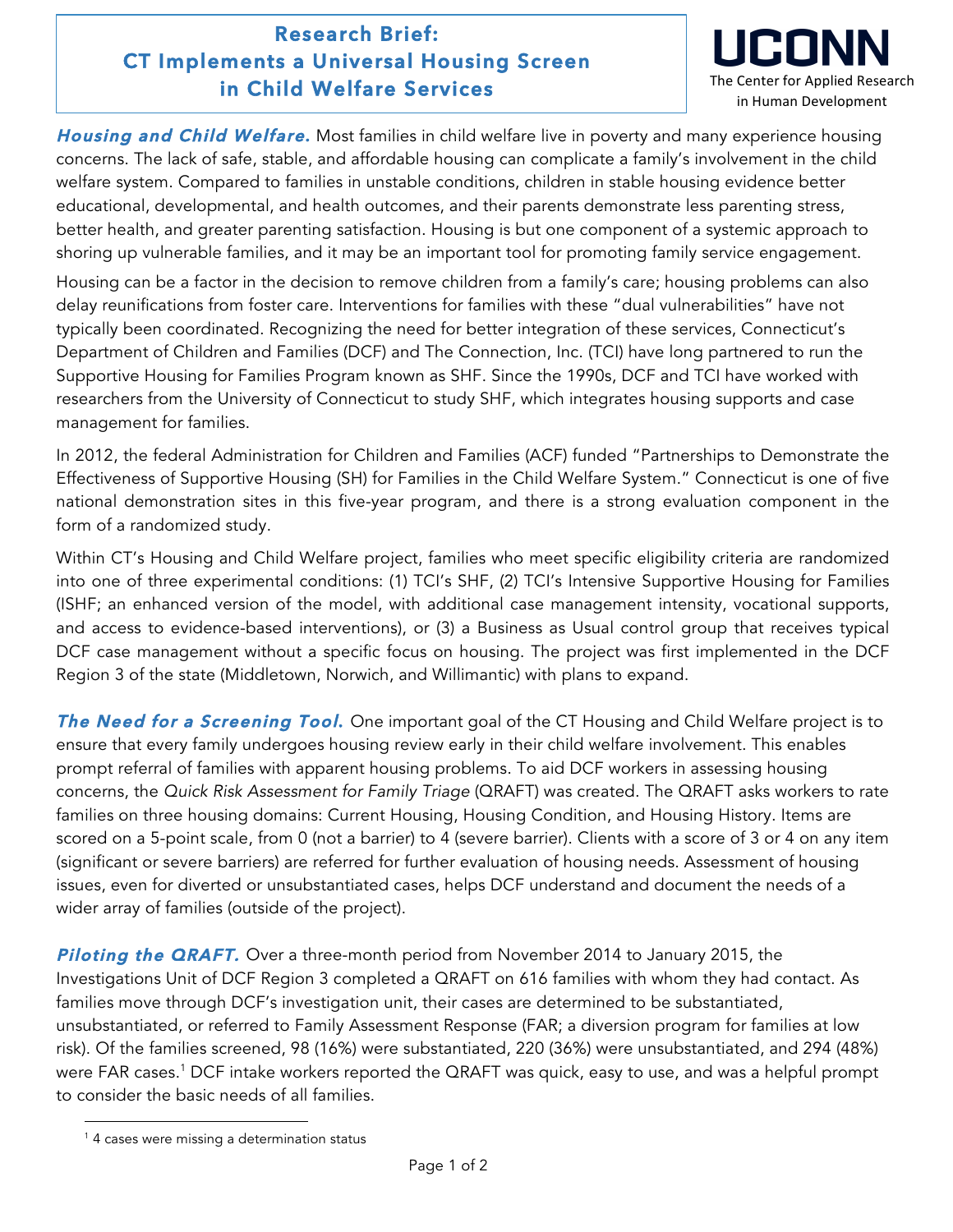# Research Brief: CT Implements a Universal Housing Screen in Child Welfare Services

**UCONN**
The Center for Applied Research in Human Development

***Housing and Child Welfare.*** Most families in child welfare live in poverty and many experience housing concerns. The lack of safe, stable, and affordable housing can complicate a family's involvement in the child welfare system. Compared to families in unstable conditions, children in stable housing evidence better educational, developmental, and health outcomes, and their parents demonstrate less parenting stress, better health, and greater parenting satisfaction. Housing is but one component of a systemic approach to shoring up vulnerable families, and it may be an important tool for promoting family service engagement.

Housing can be a factor in the decision to remove children from a family's care; housing problems can also delay reunifications from foster care. Interventions for families with these "dual vulnerabilities" have not typically been coordinated. Recognizing the need for better integration of these services, Connecticut's Department of Children and Families (DCF) and The Connection, Inc. (TCI) have long partnered to run the Supportive Housing for Families Program known as SHF. Since the 1990s, DCF and TCI have worked with researchers from the University of Connecticut to study SHF, which integrates housing supports and case management for families.

In 2012, the federal Administration for Children and Families (ACF) funded "Partnerships to Demonstrate the Effectiveness of Supportive Housing (SH) for Families in the Child Welfare System." Connecticut is one of five national demonstration sites in this five-year program, and there is a strong evaluation component in the form of a randomized study.

Within CT's Housing and Child Welfare project, families who meet specific eligibility criteria are randomized into one of three experimental conditions: (1) TCI's SHF, (2) TCI's Intensive Supportive Housing for Families (ISHF; an enhanced version of the model, with additional case management intensity, vocational supports, and access to evidence-based interventions), or (3) a Business as Usual control group that receives typical DCF case management without a specific focus on housing. The project was first implemented in the DCF Region 3 of the state (Middletown, Norwich, and Willimantic) with plans to expand.

***The Need for a Screening Tool.*** One important goal of the CT Housing and Child Welfare project is to ensure that every family undergoes housing review early in their child welfare involvement. This enables prompt referral of families with apparent housing problems. To aid DCF workers in assessing housing concerns, the *Quick Risk Assessment for Family Triage* (QRAFT) was created. The QRAFT asks workers to rate families on three housing domains: Current Housing, Housing Condition, and Housing History. Items are scored on a 5-point scale, from 0 (not a barrier) to 4 (severe barrier). Clients with a score of 3 or 4 on any item (significant or severe barriers) are referred for further evaluation of housing needs. Assessment of housing issues, even for diverted or unsubstantiated cases, helps DCF understand and document the needs of a wider array of families (outside of the project).

***Piloting the QRAFT.*** Over a three-month period from November 2014 to January 2015, the Investigations Unit of DCF Region 3 completed a QRAFT on 616 families with whom they had contact. As families move through DCF's investigation unit, their cases are determined to be substantiated, unsubstantiated, or referred to Family Assessment Response (FAR; a diversion program for families at low risk). Of the families screened, 98 (16%) were substantiated, 220 (36%) were unsubstantiated, and 294 (48%) were FAR cases.[1] DCF intake workers reported the QRAFT was quick, easy to use, and was a helpful prompt to consider the basic needs of all families.

[1] 4 cases were missing a determination status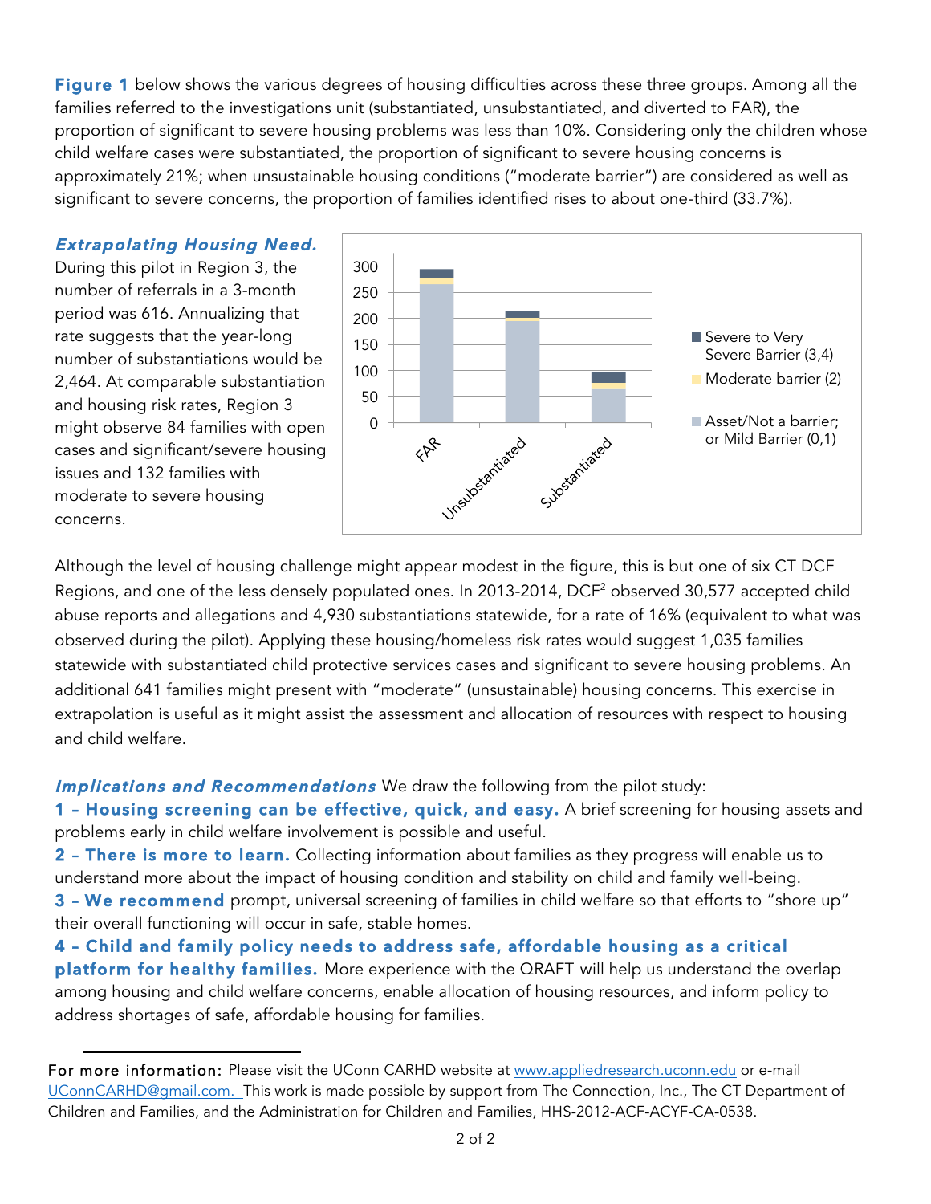**Figure 1** below shows the various degrees of housing difficulties across these three groups. Among all the families referred to the investigations unit (substantiated, unsubstantiated, and diverted to FAR), the proportion of significant to severe housing problems was less than 10%. Considering only the children whose child welfare cases were substantiated, the proportion of significant to severe housing concerns is approximately 21%; when unsustainable housing conditions ("moderate barrier") are considered as well as significant to severe concerns, the proportion of families identified rises to about one-third (33.7%).

***Extrapolating Housing Need.*** During this pilot in Region 3, the number of referrals in a 3-month period was 616. Annualizing that rate suggests that the year-long number of substantiations would be 2,464. At comparable substantiation and housing risk rates, Region 3 might observe 84 families with open cases and significant/severe housing issues and 132 families with moderate to severe housing concerns.

300
250
200
150
100
50
0
FAR
Unsubstantiated
Substantiated
Severe to Very Severe Barrier (3,4)
Moderate barrier (2)
Asset/Not a barrier; or Mild Barrier (0,1)

Although the level of housing challenge might appear modest in the figure, this is but one of six CT DCF Regions, and one of the less densely populated ones. In 2013-2014, DCF[2] observed 30,577 accepted child abuse reports and allegations and 4,930 substantiations statewide, for a rate of 16% (equivalent to what was observed during the pilot). Applying these housing/homeless risk rates would suggest 1,035 families statewide with substantiated child protective services cases and significant to severe housing problems. An additional 641 families might present with "moderate" (unsustainable) housing concerns. This exercise in extrapolation is useful as it might assist the assessment and allocation of resources with respect to housing and child welfare.

***Implications and Recommendations*** We draw the following from the pilot study:

**1 – Housing screening can be effective, quick, and easy.** A brief screening for housing assets and problems early in child welfare involvement is possible and useful.

**2 – There is more to learn.** Collecting information about families as they progress will enable us to understand more about the impact of housing condition and stability on child and family well-being.

**3 – We recommend** prompt, universal screening of families in child welfare so that efforts to "shore up" their overall functioning will occur in safe, stable homes.

**4 – Child and family policy needs to address safe, affordable housing as a critical platform for healthy families.** More experience with the QRAFT will help us understand the overlap among housing and child welfare concerns, enable allocation of housing resources, and inform policy to address shortages of safe, affordable housing for families.

---

**For more information:** Please visit the UConn CARHD website at www.appliedresearch.uconn.edu or e-mail UConnCARHD@gmail.com. This work is made possible by support from The Connection, Inc., The CT Department of Children and Families, and the Administration for Children and Families, HHS-2012-ACF-ACYF-CA-0538.